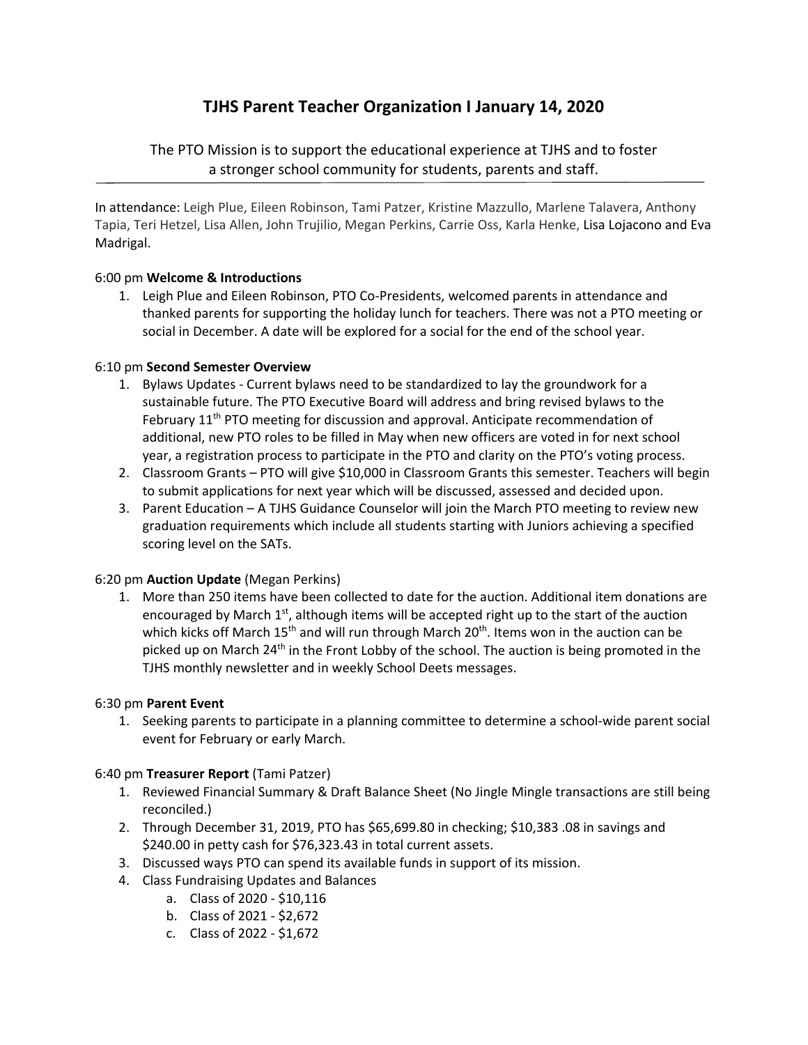# TJHS Parent Teacher Organization I January 14, 2020

The PTO Mission is to support the educational experience at TJHS and to foster a stronger school community for students, parents and staff.

---

In attendance: Leigh Plue, Eileen Robinson, Tami Patzer, Kristine Mazzullo, Marlene Talavera, Anthony Tapia, Teri Hetzel, Lisa Allen, John Trujilio, Megan Perkins, Carrie Oss, Karla Henke, Lisa Lojacono and Eva Madrigal.

6:00 pm **Welcome & Introductions**

1. Leigh Plue and Eileen Robinson, PTO Co-Presidents, welcomed parents in attendance and thanked parents for supporting the holiday lunch for teachers. There was not a PTO meeting or social in December. A date will be explored for a social for the end of the school year.

6:10 pm **Second Semester Overview**

1. Bylaws Updates - Current bylaws need to be standardized to lay the groundwork for a sustainable future. The PTO Executive Board will address and bring revised bylaws to the February 11th PTO meeting for discussion and approval. Anticipate recommendation of additional, new PTO roles to be filled in May when new officers are voted in for next school year, a registration process to participate in the PTO and clarity on the PTO's voting process.
2. Classroom Grants – PTO will give $10,000 in Classroom Grants this semester. Teachers will begin to submit applications for next year which will be discussed, assessed and decided upon.
3. Parent Education – A TJHS Guidance Counselor will join the March PTO meeting to review new graduation requirements which include all students starting with Juniors achieving a specified scoring level on the SATs.

6:20 pm **Auction Update** (Megan Perkins)

1. More than 250 items have been collected to date for the auction. Additional item donations are encouraged by March 1st, although items will be accepted right up to the start of the auction which kicks off March 15th and will run through March 20th. Items won in the auction can be picked up on March 24th in the Front Lobby of the school. The auction is being promoted in the TJHS monthly newsletter and in weekly School Deets messages.

6:30 pm **Parent Event**

1. Seeking parents to participate in a planning committee to determine a school-wide parent social event for February or early March.

6:40 pm **Treasurer Report** (Tami Patzer)

1. Reviewed Financial Summary & Draft Balance Sheet (No Jingle Mingle transactions are still being reconciled.)
2. Through December 31, 2019, PTO has $65,699.80 in checking; $10,383 .08 in savings and $240.00 in petty cash for $76,323.43 in total current assets.
3. Discussed ways PTO can spend its available funds in support of its mission.
4. Class Fundraising Updates and Balances
   a. Class of 2020 - $10,116
   b. Class of 2021 - $2,672
   c. Class of 2022 - $1,672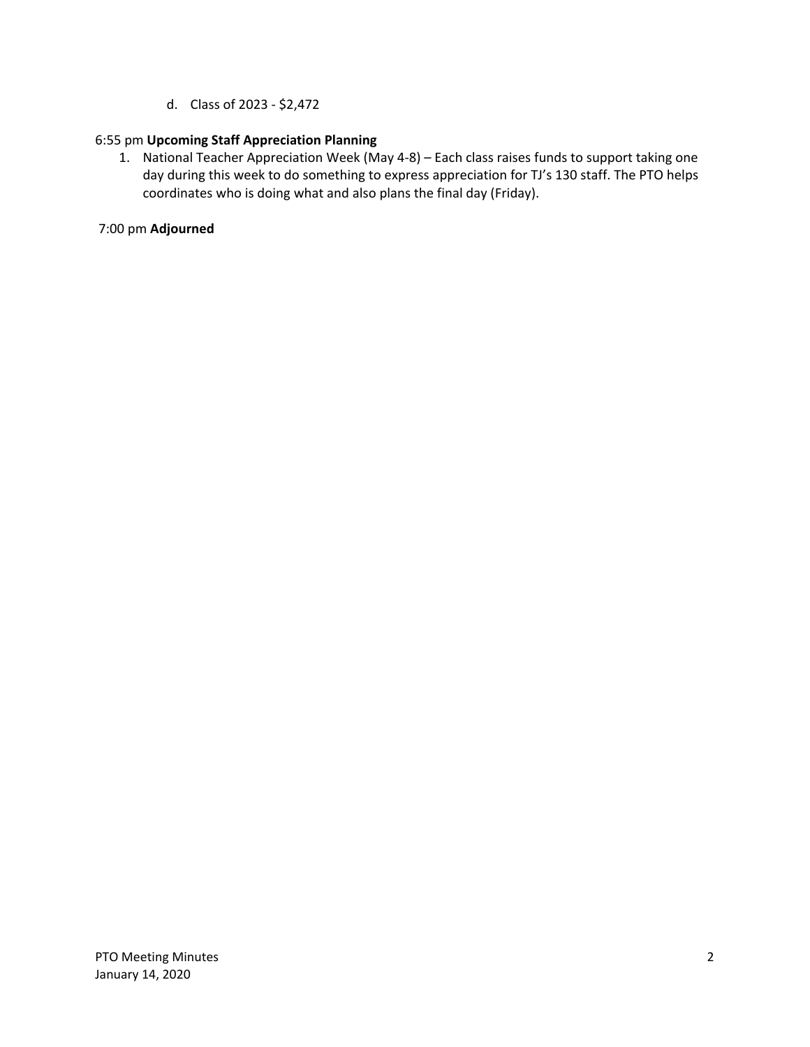d. Class of 2023 - $2,472

6:55 pm **Upcoming Staff Appreciation Planning**

1. National Teacher Appreciation Week (May 4-8) – Each class raises funds to support taking one day during this week to do something to express appreciation for TJ's 130 staff. The PTO helps coordinates who is doing what and also plans the final day (Friday).

7:00 pm **Adjourned**